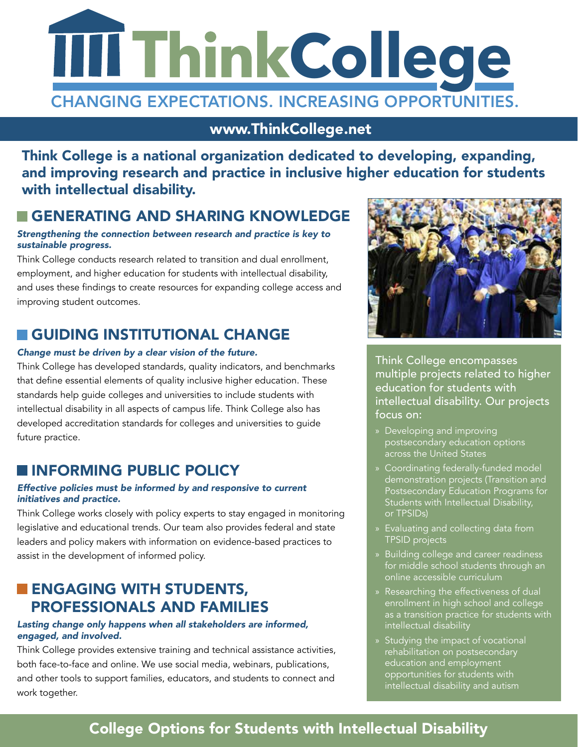# ThinkCollege

CHANGING EXPECTATIONS. INCREASING OPPORTUNITIES.

**www.ThinkCollege.net**

**Think College is a national organization dedicated to developing, expanding, and improving research and practice in inclusive higher education for students with intellectual disability.**

## GENERATING AND SHARING KNOWLEDGE

***Strengthening the connection between research and practice is key to sustainable progress.***

Think College conducts research related to transition and dual enrollment, employment, and higher education for students with intellectual disability, and uses these findings to create resources for expanding college access and improving student outcomes.

## GUIDING INSTITUTIONAL CHANGE

***Change must be driven by a clear vision of the future.***

Think College has developed standards, quality indicators, and benchmarks that define essential elements of quality inclusive higher education. These standards help guide colleges and universities to include students with intellectual disability in all aspects of campus life. Think College also has developed accreditation standards for colleges and universities to guide future practice.

## INFORMING PUBLIC POLICY

***Effective policies must be informed by and responsive to current initiatives and practice.***

Think College works closely with policy experts to stay engaged in monitoring legislative and educational trends. Our team also provides federal and state leaders and policy makers with information on evidence-based practices to assist in the development of informed policy.

## ENGAGING WITH STUDENTS, PROFESSIONALS AND FAMILIES

***Lasting change only happens when all stakeholders are informed, engaged, and involved.***

Think College provides extensive training and technical assistance activities, both face-to-face and online. We use social media, webinars, publications, and other tools to support families, educators, and students to connect and work together.

Think College encompasses multiple projects related to higher education for students with intellectual disability. Our projects focus on:

- Developing and improving postsecondary education options across the United States
- Coordinating federally-funded model demonstration projects (Transition and Postsecondary Education Programs for Students with Intellectual Disability, or TPSIDs)
- Evaluating and collecting data from TPSID projects
- Building college and career readiness for middle school students through an online accessible curriculum
- Researching the effectiveness of dual enrollment in high school and college as a transition practice for students with intellectual disability
- Studying the impact of vocational rehabilitation on postsecondary education and employment opportunities for students with intellectual disability and autism

**College Options for Students with Intellectual Disability**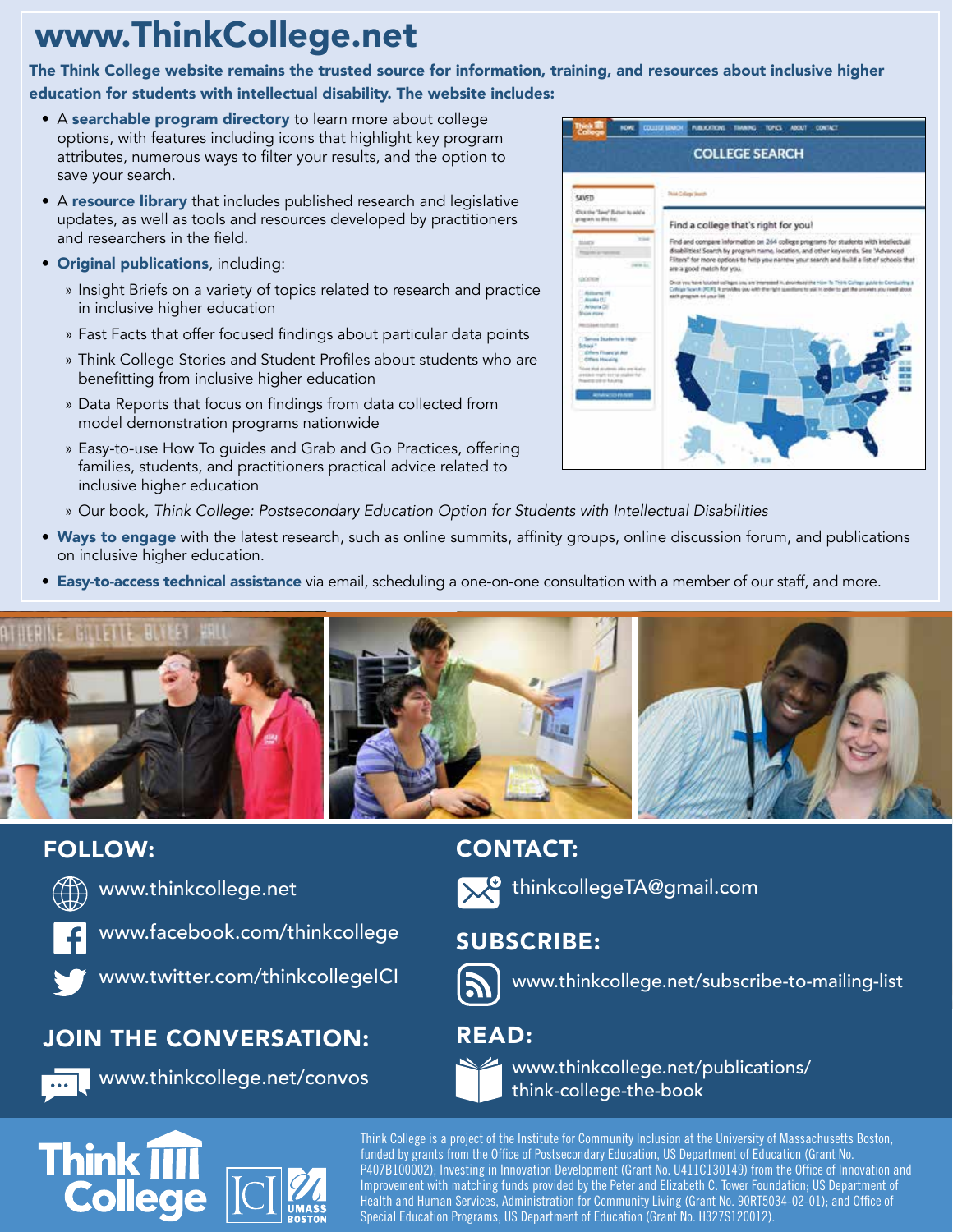# www.ThinkCollege.net

**The Think College website remains the trusted source for information, training, and resources about inclusive higher education for students with intellectual disability. The website includes:**

- A **searchable program directory** to learn more about college options, with features including icons that highlight key program attributes, numerous ways to filter your results, and the option to save your search.
- A **resource library** that includes published research and legislative updates, as well as tools and resources developed by practitioners and researchers in the field.
- **Original publications**, including:
  - Insight Briefs on a variety of topics related to research and practice in inclusive higher education
  - Fast Facts that offer focused findings about particular data points
  - Think College Stories and Student Profiles about students who are benefitting from inclusive higher education
  - Data Reports that focus on findings from data collected from model demonstration programs nationwide
  - Easy-to-use How To guides and Grab and Go Practices, offering families, students, and practitioners practical advice related to inclusive higher education
  - Our book, *Think College: Postsecondary Education Option for Students with Intellectual Disabilities*
- **Ways to engage** with the latest research, such as online summits, affinity groups, online discussion forum, and publications on inclusive higher education.
- **Easy-to-access technical assistance** via email, scheduling a one-on-one consultation with a member of our staff, and more.

## FOLLOW:

www.thinkcollege.net

www.facebook.com/thinkcollege

www.twitter.com/thinkcollegeICI

## JOIN THE CONVERSATION:

www.thinkcollege.net/convos

## CONTACT:

thinkcollegeTA@gmail.com

## SUBSCRIBE:

www.thinkcollege.net/subscribe-to-mailing-list

## READ:

www.thinkcollege.net/publications/think-college-the-book

Think College is a project of the Institute for Community Inclusion at the University of Massachusetts Boston, funded by grants from the Office of Postsecondary Education, US Department of Education (Grant No. P407B100002); Investing in Innovation Development (Grant No. U411C130149) from the Office of Innovation and Improvement with matching funds provided by the Peter and Elizabeth C. Tower Foundation; US Department of Health and Human Services, Administration for Community Living (Grant No. 90RT5034-02-01); and Office of Special Education Programs, US Department of Education (Grant No. H327S120012).